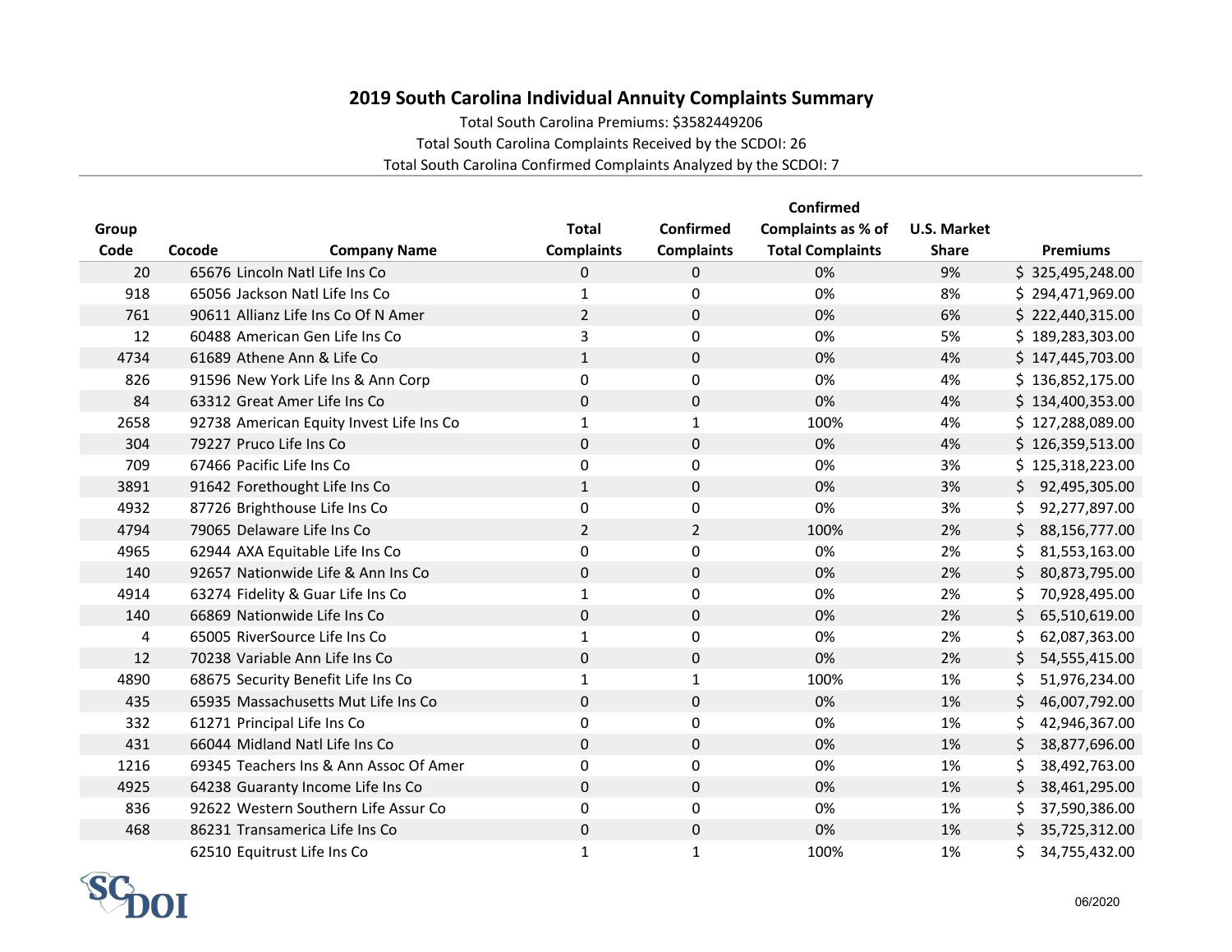## 2019 South Carolina Individual Annuity Complaints Summary

Total South Carolina Premiums: $3582449206

Total South Carolina Complaints Received by the SCDOI: 26

Total South Carolina Confirmed Complaints Analyzed by the SCDOI: 7

| Group Code | Cocode | Company Name | Total Complaints | Confirmed Complaints | Confirmed Complaints as % of Total Complaints | U.S. Market Share | Premiums |
|---|---|---|---|---|---|---|---|
| 20 | 65676 | Lincoln Natl Life Ins Co | 0 | 0 | 0% | 9% | $ 325,495,248.00 |
| 918 | 65056 | Jackson Natl Life Ins Co | 1 | 0 | 0% | 8% | $ 294,471,969.00 |
| 761 | 90611 | Allianz Life Ins Co Of N Amer | 2 | 0 | 0% | 6% | $ 222,440,315.00 |
| 12 | 60488 | American Gen Life Ins Co | 3 | 0 | 0% | 5% | $ 189,283,303.00 |
| 4734 | 61689 | Athene Ann & Life Co | 1 | 0 | 0% | 4% | $ 147,445,703.00 |
| 826 | 91596 | New York Life Ins & Ann Corp | 0 | 0 | 0% | 4% | $ 136,852,175.00 |
| 84 | 63312 | Great Amer Life Ins Co | 0 | 0 | 0% | 4% | $ 134,400,353.00 |
| 2658 | 92738 | American Equity Invest Life Ins Co | 1 | 1 | 100% | 4% | $ 127,288,089.00 |
| 304 | 79227 | Pruco Life Ins Co | 0 | 0 | 0% | 4% | $ 126,359,513.00 |
| 709 | 67466 | Pacific Life Ins Co | 0 | 0 | 0% | 3% | $ 125,318,223.00 |
| 3891 | 91642 | Forethought Life Ins Co | 1 | 0 | 0% | 3% | $ 92,495,305.00 |
| 4932 | 87726 | Brighthouse Life Ins Co | 0 | 0 | 0% | 3% | $ 92,277,897.00 |
| 4794 | 79065 | Delaware Life Ins Co | 2 | 2 | 100% | 2% | $ 88,156,777.00 |
| 4965 | 62944 | AXA Equitable Life Ins Co | 0 | 0 | 0% | 2% | $ 81,553,163.00 |
| 140 | 92657 | Nationwide Life & Ann Ins Co | 0 | 0 | 0% | 2% | $ 80,873,795.00 |
| 4914 | 63274 | Fidelity & Guar Life Ins Co | 1 | 0 | 0% | 2% | $ 70,928,495.00 |
| 140 | 66869 | Nationwide Life Ins Co | 0 | 0 | 0% | 2% | $ 65,510,619.00 |
| 4 | 65005 | RiverSource Life Ins Co | 1 | 0 | 0% | 2% | $ 62,087,363.00 |
| 12 | 70238 | Variable Ann Life Ins Co | 0 | 0 | 0% | 2% | $ 54,555,415.00 |
| 4890 | 68675 | Security Benefit Life Ins Co | 1 | 1 | 100% | 1% | $ 51,976,234.00 |
| 435 | 65935 | Massachusetts Mut Life Ins Co | 0 | 0 | 0% | 1% | $ 46,007,792.00 |
| 332 | 61271 | Principal Life Ins Co | 0 | 0 | 0% | 1% | $ 42,946,367.00 |
| 431 | 66044 | Midland Natl Life Ins Co | 0 | 0 | 0% | 1% | $ 38,877,696.00 |
| 1216 | 69345 | Teachers Ins & Ann Assoc Of Amer | 0 | 0 | 0% | 1% | $ 38,492,763.00 |
| 4925 | 64238 | Guaranty Income Life Ins Co | 0 | 0 | 0% | 1% | $ 38,461,295.00 |
| 836 | 92622 | Western Southern Life Assur Co | 0 | 0 | 0% | 1% | $ 37,590,386.00 |
| 468 | 86231 | Transamerica Life Ins Co | 0 | 0 | 0% | 1% | $ 35,725,312.00 |
| | 62510 | Equitrust Life Ins Co | 1 | 1 | 100% | 1% | $ 34,755,432.00 |

SCDOI

06/2020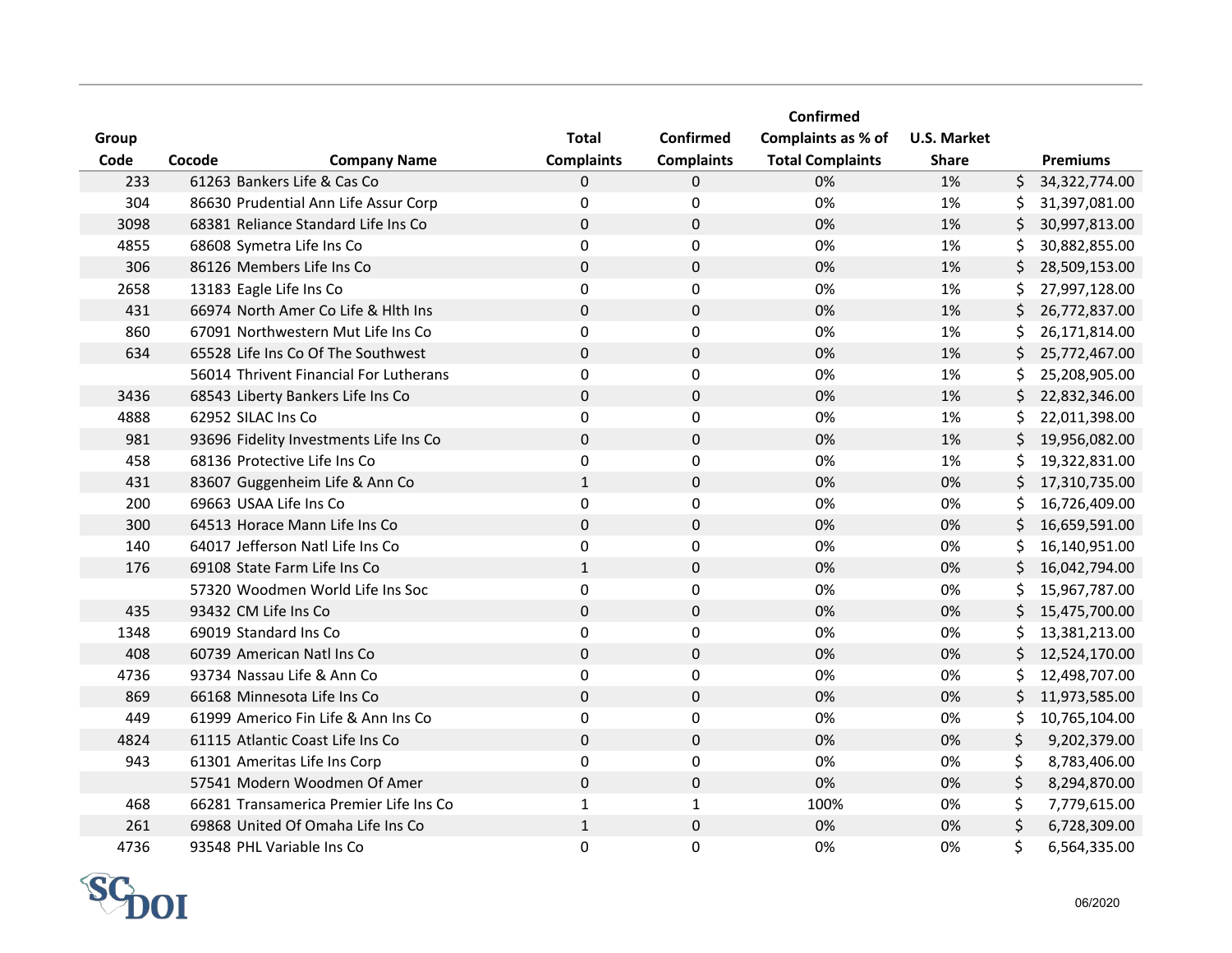| Group Code | Cocode | Company Name | Total Complaints | Confirmed Complaints | Confirmed Complaints as % of Total Complaints | U.S. Market Share | Premiums |
|---|---|---|---|---|---|---|---|
| 233 | 61263 | Bankers Life & Cas Co | 0 | 0 | 0% | 1% | $ 34,322,774.00 |
| 304 | 86630 | Prudential Ann Life Assur Corp | 0 | 0 | 0% | 1% | $ 31,397,081.00 |
| 3098 | 68381 | Reliance Standard Life Ins Co | 0 | 0 | 0% | 1% | $ 30,997,813.00 |
| 4855 | 68608 | Symetra Life Ins Co | 0 | 0 | 0% | 1% | $ 30,882,855.00 |
| 306 | 86126 | Members Life Ins Co | 0 | 0 | 0% | 1% | $ 28,509,153.00 |
| 2658 | 13183 | Eagle Life Ins Co | 0 | 0 | 0% | 1% | $ 27,997,128.00 |
| 431 | 66974 | North Amer Co Life & Hlth Ins | 0 | 0 | 0% | 1% | $ 26,772,837.00 |
| 860 | 67091 | Northwestern Mut Life Ins Co | 0 | 0 | 0% | 1% | $ 26,171,814.00 |
| 634 | 65528 | Life Ins Co Of The Southwest | 0 | 0 | 0% | 1% | $ 25,772,467.00 |
| | 56014 | Thrivent Financial For Lutherans | 0 | 0 | 0% | 1% | $ 25,208,905.00 |
| 3436 | 68543 | Liberty Bankers Life Ins Co | 0 | 0 | 0% | 1% | $ 22,832,346.00 |
| 4888 | 62952 | SILAC Ins Co | 0 | 0 | 0% | 1% | $ 22,011,398.00 |
| 981 | 93696 | Fidelity Investments Life Ins Co | 0 | 0 | 0% | 1% | $ 19,956,082.00 |
| 458 | 68136 | Protective Life Ins Co | 0 | 0 | 0% | 1% | $ 19,322,831.00 |
| 431 | 83607 | Guggenheim Life & Ann Co | 1 | 0 | 0% | 0% | $ 17,310,735.00 |
| 200 | 69663 | USAA Life Ins Co | 0 | 0 | 0% | 0% | $ 16,726,409.00 |
| 300 | 64513 | Horace Mann Life Ins Co | 0 | 0 | 0% | 0% | $ 16,659,591.00 |
| 140 | 64017 | Jefferson Natl Life Ins Co | 0 | 0 | 0% | 0% | $ 16,140,951.00 |
| 176 | 69108 | State Farm Life Ins Co | 1 | 0 | 0% | 0% | $ 16,042,794.00 |
| | 57320 | Woodmen World Life Ins Soc | 0 | 0 | 0% | 0% | $ 15,967,787.00 |
| 435 | 93432 | CM Life Ins Co | 0 | 0 | 0% | 0% | $ 15,475,700.00 |
| 1348 | 69019 | Standard Ins Co | 0 | 0 | 0% | 0% | $ 13,381,213.00 |
| 408 | 60739 | American Natl Ins Co | 0 | 0 | 0% | 0% | $ 12,524,170.00 |
| 4736 | 93734 | Nassau Life & Ann Co | 0 | 0 | 0% | 0% | $ 12,498,707.00 |
| 869 | 66168 | Minnesota Life Ins Co | 0 | 0 | 0% | 0% | $ 11,973,585.00 |
| 449 | 61999 | Americo Fin Life & Ann Ins Co | 0 | 0 | 0% | 0% | $ 10,765,104.00 |
| 4824 | 61115 | Atlantic Coast Life Ins Co | 0 | 0 | 0% | 0% | $ 9,202,379.00 |
| 943 | 61301 | Ameritas Life Ins Corp | 0 | 0 | 0% | 0% | $ 8,783,406.00 |
| | 57541 | Modern Woodmen Of Amer | 0 | 0 | 0% | 0% | $ 8,294,870.00 |
| 468 | 66281 | Transamerica Premier Life Ins Co | 1 | 1 | 100% | 0% | $ 7,779,615.00 |
| 261 | 69868 | United Of Omaha Life Ins Co | 1 | 0 | 0% | 0% | $ 6,728,309.00 |
| 4736 | 93548 | PHL Variable Ins Co | 0 | 0 | 0% | 0% | $ 6,564,335.00 |

SCDOI

06/2020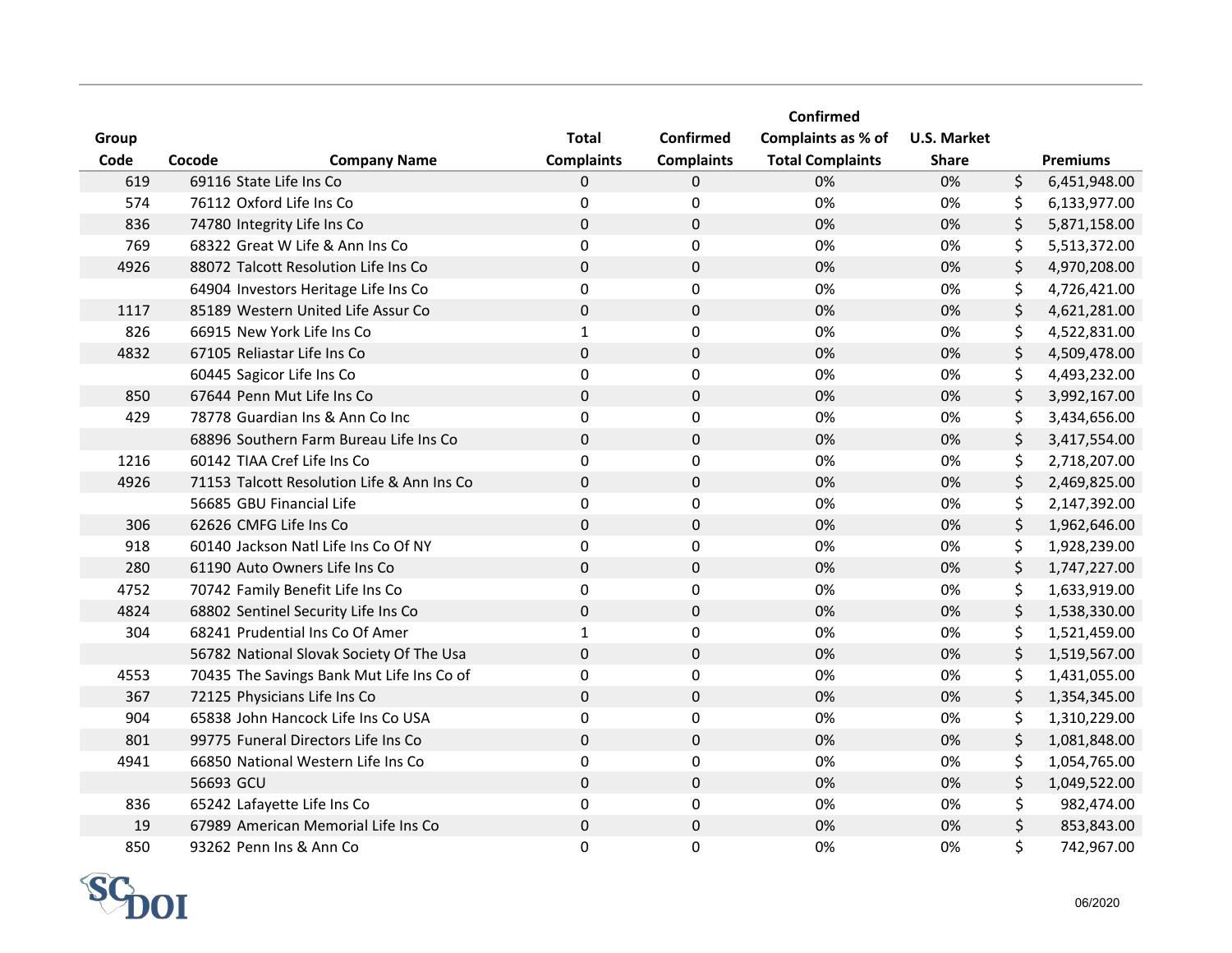| Group Code | Cocode | Company Name | Total Complaints | Confirmed Complaints | Confirmed Complaints as % of Total Complaints | U.S. Market Share | Premiums |
|---|---|---|---|---|---|---|---|
| 619 | 69116 | State Life Ins Co | 0 | 0 | 0% | 0% | $ 6,451,948.00 |
| 574 | 76112 | Oxford Life Ins Co | 0 | 0 | 0% | 0% | $ 6,133,977.00 |
| 836 | 74780 | Integrity Life Ins Co | 0 | 0 | 0% | 0% | $ 5,871,158.00 |
| 769 | 68322 | Great W Life & Ann Ins Co | 0 | 0 | 0% | 0% | $ 5,513,372.00 |
| 4926 | 88072 | Talcott Resolution Life Ins Co | 0 | 0 | 0% | 0% | $ 4,970,208.00 |
| | 64904 | Investors Heritage Life Ins Co | 0 | 0 | 0% | 0% | $ 4,726,421.00 |
| 1117 | 85189 | Western United Life Assur Co | 0 | 0 | 0% | 0% | $ 4,621,281.00 |
| 826 | 66915 | New York Life Ins Co | 1 | 0 | 0% | 0% | $ 4,522,831.00 |
| 4832 | 67105 | Reliastar Life Ins Co | 0 | 0 | 0% | 0% | $ 4,509,478.00 |
| | 60445 | Sagicor Life Ins Co | 0 | 0 | 0% | 0% | $ 4,493,232.00 |
| 850 | 67644 | Penn Mut Life Ins Co | 0 | 0 | 0% | 0% | $ 3,992,167.00 |
| 429 | 78778 | Guardian Ins & Ann Co Inc | 0 | 0 | 0% | 0% | $ 3,434,656.00 |
| | 68896 | Southern Farm Bureau Life Ins Co | 0 | 0 | 0% | 0% | $ 3,417,554.00 |
| 1216 | 60142 | TIAA Cref Life Ins Co | 0 | 0 | 0% | 0% | $ 2,718,207.00 |
| 4926 | 71153 | Talcott Resolution Life & Ann Ins Co | 0 | 0 | 0% | 0% | $ 2,469,825.00 |
| | 56685 | GBU Financial Life | 0 | 0 | 0% | 0% | $ 2,147,392.00 |
| 306 | 62626 | CMFG Life Ins Co | 0 | 0 | 0% | 0% | $ 1,962,646.00 |
| 918 | 60140 | Jackson Natl Life Ins Co Of NY | 0 | 0 | 0% | 0% | $ 1,928,239.00 |
| 280 | 61190 | Auto Owners Life Ins Co | 0 | 0 | 0% | 0% | $ 1,747,227.00 |
| 4752 | 70742 | Family Benefit Life Ins Co | 0 | 0 | 0% | 0% | $ 1,633,919.00 |
| 4824 | 68802 | Sentinel Security Life Ins Co | 0 | 0 | 0% | 0% | $ 1,538,330.00 |
| 304 | 68241 | Prudential Ins Co Of Amer | 1 | 0 | 0% | 0% | $ 1,521,459.00 |
| | 56782 | National Slovak Society Of The Usa | 0 | 0 | 0% | 0% | $ 1,519,567.00 |
| 4553 | 70435 | The Savings Bank Mut Life Ins Co of | 0 | 0 | 0% | 0% | $ 1,431,055.00 |
| 367 | 72125 | Physicians Life Ins Co | 0 | 0 | 0% | 0% | $ 1,354,345.00 |
| 904 | 65838 | John Hancock Life Ins Co USA | 0 | 0 | 0% | 0% | $ 1,310,229.00 |
| 801 | 99775 | Funeral Directors Life Ins Co | 0 | 0 | 0% | 0% | $ 1,081,848.00 |
| 4941 | 66850 | National Western Life Ins Co | 0 | 0 | 0% | 0% | $ 1,054,765.00 |
| | 56693 | GCU | 0 | 0 | 0% | 0% | $ 1,049,522.00 |
| 836 | 65242 | Lafayette Life Ins Co | 0 | 0 | 0% | 0% | $ 982,474.00 |
| 19 | 67989 | American Memorial Life Ins Co | 0 | 0 | 0% | 0% | $ 853,843.00 |
| 850 | 93262 | Penn Ins & Ann Co | 0 | 0 | 0% | 0% | $ 742,967.00 |

SCDOI

06/2020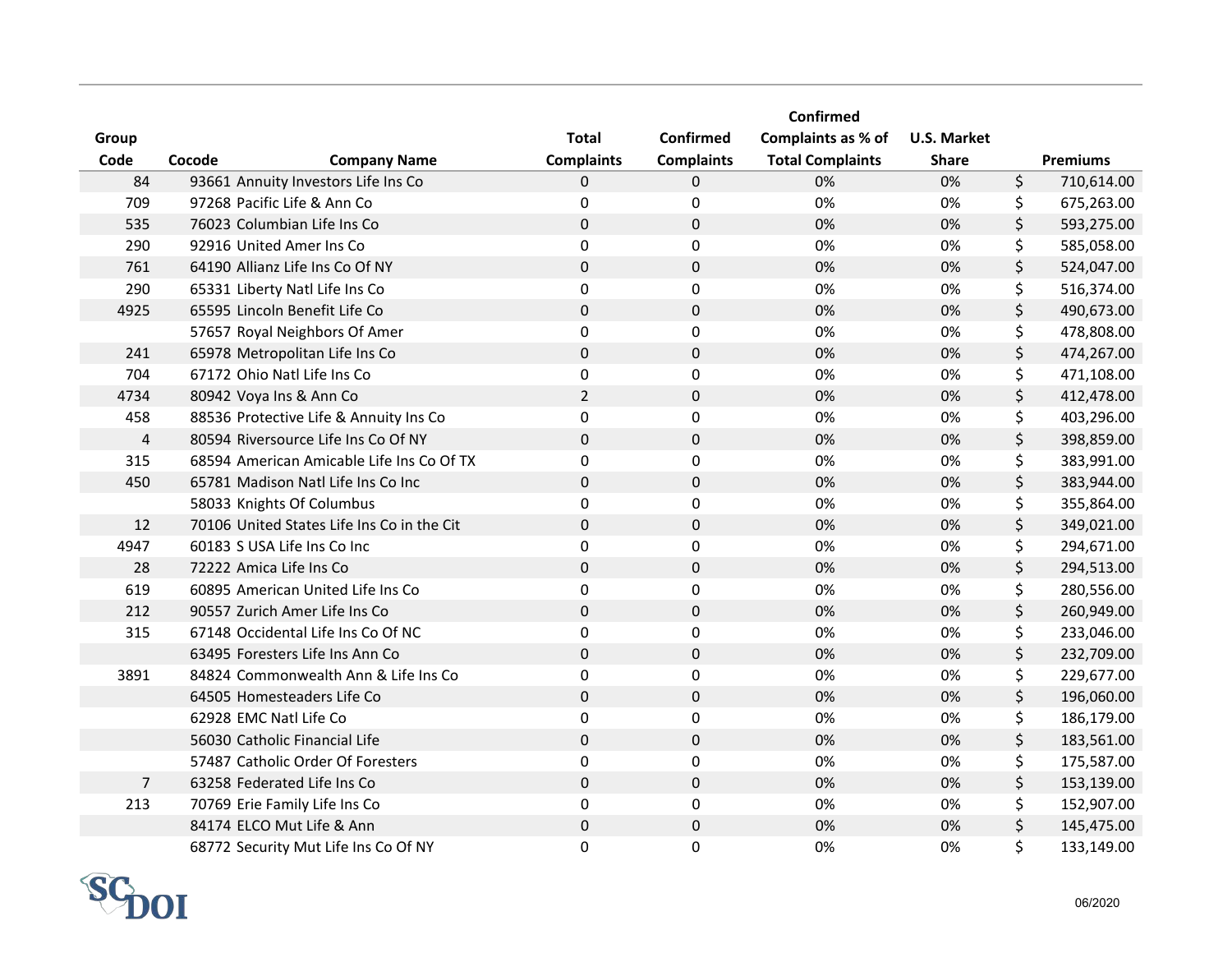| Group Code | Cocode | Company Name | Total Complaints | Confirmed Complaints | Confirmed Complaints as % of Total Complaints | U.S. Market Share | Premiums |
|---|---|---|---|---|---|---|---|
| 84 | 93661 | Annuity Investors Life Ins Co | 0 | 0 | 0% | 0% | $ 710,614.00 |
| 709 | 97268 | Pacific Life & Ann Co | 0 | 0 | 0% | 0% | $ 675,263.00 |
| 535 | 76023 | Columbian Life Ins Co | 0 | 0 | 0% | 0% | $ 593,275.00 |
| 290 | 92916 | United Amer Ins Co | 0 | 0 | 0% | 0% | $ 585,058.00 |
| 761 | 64190 | Allianz Life Ins Co Of NY | 0 | 0 | 0% | 0% | $ 524,047.00 |
| 290 | 65331 | Liberty Natl Life Ins Co | 0 | 0 | 0% | 0% | $ 516,374.00 |
| 4925 | 65595 | Lincoln Benefit Life Co | 0 | 0 | 0% | 0% | $ 490,673.00 |
| | 57657 | Royal Neighbors Of Amer | 0 | 0 | 0% | 0% | $ 478,808.00 |
| 241 | 65978 | Metropolitan Life Ins Co | 0 | 0 | 0% | 0% | $ 474,267.00 |
| 704 | 67172 | Ohio Natl Life Ins Co | 0 | 0 | 0% | 0% | $ 471,108.00 |
| 4734 | 80942 | Voya Ins & Ann Co | 2 | 0 | 0% | 0% | $ 412,478.00 |
| 458 | 88536 | Protective Life & Annuity Ins Co | 0 | 0 | 0% | 0% | $ 403,296.00 |
| 4 | 80594 | Riversource Life Ins Co Of NY | 0 | 0 | 0% | 0% | $ 398,859.00 |
| 315 | 68594 | American Amicable Life Ins Co Of TX | 0 | 0 | 0% | 0% | $ 383,991.00 |
| 450 | 65781 | Madison Natl Life Ins Co Inc | 0 | 0 | 0% | 0% | $ 383,944.00 |
| | 58033 | Knights Of Columbus | 0 | 0 | 0% | 0% | $ 355,864.00 |
| 12 | 70106 | United States Life Ins Co in the Cit | 0 | 0 | 0% | 0% | $ 349,021.00 |
| 4947 | 60183 | S USA Life Ins Co Inc | 0 | 0 | 0% | 0% | $ 294,671.00 |
| 28 | 72222 | Amica Life Ins Co | 0 | 0 | 0% | 0% | $ 294,513.00 |
| 619 | 60895 | American United Life Ins Co | 0 | 0 | 0% | 0% | $ 280,556.00 |
| 212 | 90557 | Zurich Amer Life Ins Co | 0 | 0 | 0% | 0% | $ 260,949.00 |
| 315 | 67148 | Occidental Life Ins Co Of NC | 0 | 0 | 0% | 0% | $ 233,046.00 |
| | 63495 | Foresters Life Ins Ann Co | 0 | 0 | 0% | 0% | $ 232,709.00 |
| 3891 | 84824 | Commonwealth Ann & Life Ins Co | 0 | 0 | 0% | 0% | $ 229,677.00 |
| | 64505 | Homesteaders Life Co | 0 | 0 | 0% | 0% | $ 196,060.00 |
| | 62928 | EMC Natl Life Co | 0 | 0 | 0% | 0% | $ 186,179.00 |
| | 56030 | Catholic Financial Life | 0 | 0 | 0% | 0% | $ 183,561.00 |
| | 57487 | Catholic Order Of Foresters | 0 | 0 | 0% | 0% | $ 175,587.00 |
| 7 | 63258 | Federated Life Ins Co | 0 | 0 | 0% | 0% | $ 153,139.00 |
| 213 | 70769 | Erie Family Life Ins Co | 0 | 0 | 0% | 0% | $ 152,907.00 |
| | 84174 | ELCO Mut Life & Ann | 0 | 0 | 0% | 0% | $ 145,475.00 |
| | 68772 | Security Mut Life Ins Co Of NY | 0 | 0 | 0% | 0% | $ 133,149.00 |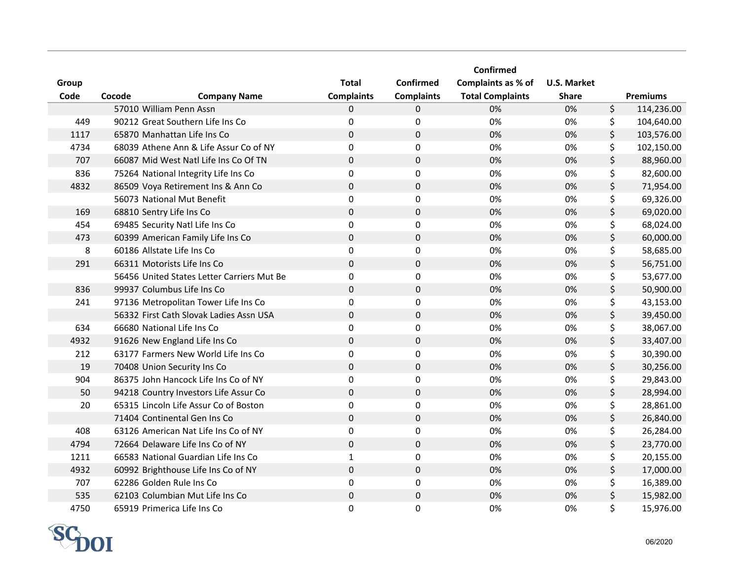| Group Code | Cocode | Company Name | Total Complaints | Confirmed Complaints | Confirmed Complaints as % of Total Complaints | U.S. Market Share | Premiums |
|---|---|---|---|---|---|---|---|
| | 57010 | William Penn Assn | 0 | 0 | 0% | 0% | $ 114,236.00 |
| 449 | 90212 | Great Southern Life Ins Co | 0 | 0 | 0% | 0% | $ 104,640.00 |
| 1117 | 65870 | Manhattan Life Ins Co | 0 | 0 | 0% | 0% | $ 103,576.00 |
| 4734 | 68039 | Athene Ann & Life Assur Co of NY | 0 | 0 | 0% | 0% | $ 102,150.00 |
| 707 | 66087 | Mid West Natl Life Ins Co Of TN | 0 | 0 | 0% | 0% | $ 88,960.00 |
| 836 | 75264 | National Integrity Life Ins Co | 0 | 0 | 0% | 0% | $ 82,600.00 |
| 4832 | 86509 | Voya Retirement Ins & Ann Co | 0 | 0 | 0% | 0% | $ 71,954.00 |
| | 56073 | National Mut Benefit | 0 | 0 | 0% | 0% | $ 69,326.00 |
| 169 | 68810 | Sentry Life Ins Co | 0 | 0 | 0% | 0% | $ 69,020.00 |
| 454 | 69485 | Security Natl Life Ins Co | 0 | 0 | 0% | 0% | $ 68,024.00 |
| 473 | 60399 | American Family Life Ins Co | 0 | 0 | 0% | 0% | $ 60,000.00 |
| 8 | 60186 | Allstate Life Ins Co | 0 | 0 | 0% | 0% | $ 58,685.00 |
| 291 | 66311 | Motorists Life Ins Co | 0 | 0 | 0% | 0% | $ 56,751.00 |
| | 56456 | United States Letter Carriers Mut Be | 0 | 0 | 0% | 0% | $ 53,677.00 |
| 836 | 99937 | Columbus Life Ins Co | 0 | 0 | 0% | 0% | $ 50,900.00 |
| 241 | 97136 | Metropolitan Tower Life Ins Co | 0 | 0 | 0% | 0% | $ 43,153.00 |
| | 56332 | First Cath Slovak Ladies Assn USA | 0 | 0 | 0% | 0% | $ 39,450.00 |
| 634 | 66680 | National Life Ins Co | 0 | 0 | 0% | 0% | $ 38,067.00 |
| 4932 | 91626 | New England Life Ins Co | 0 | 0 | 0% | 0% | $ 33,407.00 |
| 212 | 63177 | Farmers New World Life Ins Co | 0 | 0 | 0% | 0% | $ 30,390.00 |
| 19 | 70408 | Union Security Ins Co | 0 | 0 | 0% | 0% | $ 30,256.00 |
| 904 | 86375 | John Hancock Life Ins Co of NY | 0 | 0 | 0% | 0% | $ 29,843.00 |
| 50 | 94218 | Country Investors Life Assur Co | 0 | 0 | 0% | 0% | $ 28,994.00 |
| 20 | 65315 | Lincoln Life Assur Co of Boston | 0 | 0 | 0% | 0% | $ 28,861.00 |
| | 71404 | Continental Gen Ins Co | 0 | 0 | 0% | 0% | $ 26,840.00 |
| 408 | 63126 | American Nat Life Ins Co of NY | 0 | 0 | 0% | 0% | $ 26,284.00 |
| 4794 | 72664 | Delaware Life Ins Co of NY | 0 | 0 | 0% | 0% | $ 23,770.00 |
| 1211 | 66583 | National Guardian Life Ins Co | 1 | 0 | 0% | 0% | $ 20,155.00 |
| 4932 | 60992 | Brighthouse Life Ins Co of NY | 0 | 0 | 0% | 0% | $ 17,000.00 |
| 707 | 62286 | Golden Rule Ins Co | 0 | 0 | 0% | 0% | $ 16,389.00 |
| 535 | 62103 | Columbian Mut Life Ins Co | 0 | 0 | 0% | 0% | $ 15,982.00 |
| 4750 | 65919 | Primerica Life Ins Co | 0 | 0 | 0% | 0% | $ 15,976.00 |

SC DOI

06/2020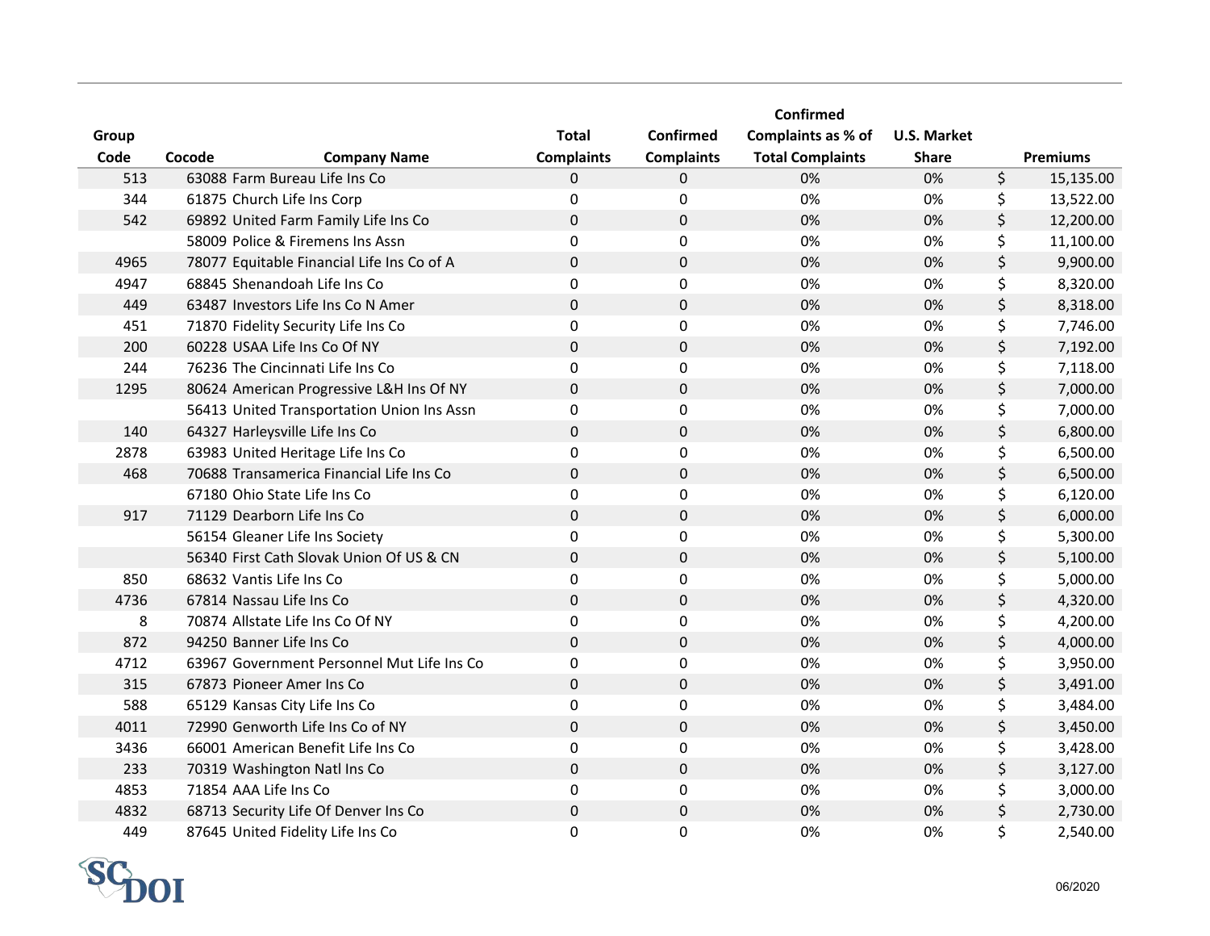| Group Code | Cocode | Company Name | Total Complaints | Confirmed Complaints | Confirmed Complaints as % of Total Complaints | U.S. Market Share | Premiums |
|---|---|---|---|---|---|---|---|
| 513 | 63088 | Farm Bureau Life Ins Co | 0 | 0 | 0% | 0% | $ 15,135.00 |
| 344 | 61875 | Church Life Ins Corp | 0 | 0 | 0% | 0% | $ 13,522.00 |
| 542 | 69892 | United Farm Family Life Ins Co | 0 | 0 | 0% | 0% | $ 12,200.00 |
| | 58009 | Police & Firemens Ins Assn | 0 | 0 | 0% | 0% | $ 11,100.00 |
| 4965 | 78077 | Equitable Financial Life Ins Co of A | 0 | 0 | 0% | 0% | $ 9,900.00 |
| 4947 | 68845 | Shenandoah Life Ins Co | 0 | 0 | 0% | 0% | $ 8,320.00 |
| 449 | 63487 | Investors Life Ins Co N Amer | 0 | 0 | 0% | 0% | $ 8,318.00 |
| 451 | 71870 | Fidelity Security Life Ins Co | 0 | 0 | 0% | 0% | $ 7,746.00 |
| 200 | 60228 | USAA Life Ins Co Of NY | 0 | 0 | 0% | 0% | $ 7,192.00 |
| 244 | 76236 | The Cincinnati Life Ins Co | 0 | 0 | 0% | 0% | $ 7,118.00 |
| 1295 | 80624 | American Progressive L&H Ins Of NY | 0 | 0 | 0% | 0% | $ 7,000.00 |
| | 56413 | United Transportation Union Ins Assn | 0 | 0 | 0% | 0% | $ 7,000.00 |
| 140 | 64327 | Harleysville Life Ins Co | 0 | 0 | 0% | 0% | $ 6,800.00 |
| 2878 | 63983 | United Heritage Life Ins Co | 0 | 0 | 0% | 0% | $ 6,500.00 |
| 468 | 70688 | Transamerica Financial Life Ins Co | 0 | 0 | 0% | 0% | $ 6,500.00 |
| | 67180 | Ohio State Life Ins Co | 0 | 0 | 0% | 0% | $ 6,120.00 |
| 917 | 71129 | Dearborn Life Ins Co | 0 | 0 | 0% | 0% | $ 6,000.00 |
| | 56154 | Gleaner Life Ins Society | 0 | 0 | 0% | 0% | $ 5,300.00 |
| | 56340 | First Cath Slovak Union Of US & CN | 0 | 0 | 0% | 0% | $ 5,100.00 |
| 850 | 68632 | Vantis Life Ins Co | 0 | 0 | 0% | 0% | $ 5,000.00 |
| 4736 | 67814 | Nassau Life Ins Co | 0 | 0 | 0% | 0% | $ 4,320.00 |
| 8 | 70874 | Allstate Life Ins Co Of NY | 0 | 0 | 0% | 0% | $ 4,200.00 |
| 872 | 94250 | Banner Life Ins Co | 0 | 0 | 0% | 0% | $ 4,000.00 |
| 4712 | 63967 | Government Personnel Mut Life Ins Co | 0 | 0 | 0% | 0% | $ 3,950.00 |
| 315 | 67873 | Pioneer Amer Ins Co | 0 | 0 | 0% | 0% | $ 3,491.00 |
| 588 | 65129 | Kansas City Life Ins Co | 0 | 0 | 0% | 0% | $ 3,484.00 |
| 4011 | 72990 | Genworth Life Ins Co of NY | 0 | 0 | 0% | 0% | $ 3,450.00 |
| 3436 | 66001 | American Benefit Life Ins Co | 0 | 0 | 0% | 0% | $ 3,428.00 |
| 233 | 70319 | Washington Natl Ins Co | 0 | 0 | 0% | 0% | $ 3,127.00 |
| 4853 | 71854 | AAA Life Ins Co | 0 | 0 | 0% | 0% | $ 3,000.00 |
| 4832 | 68713 | Security Life Of Denver Ins Co | 0 | 0 | 0% | 0% | $ 2,730.00 |
| 449 | 87645 | United Fidelity Life Ins Co | 0 | 0 | 0% | 0% | $ 2,540.00 |

SCDOI

06/2020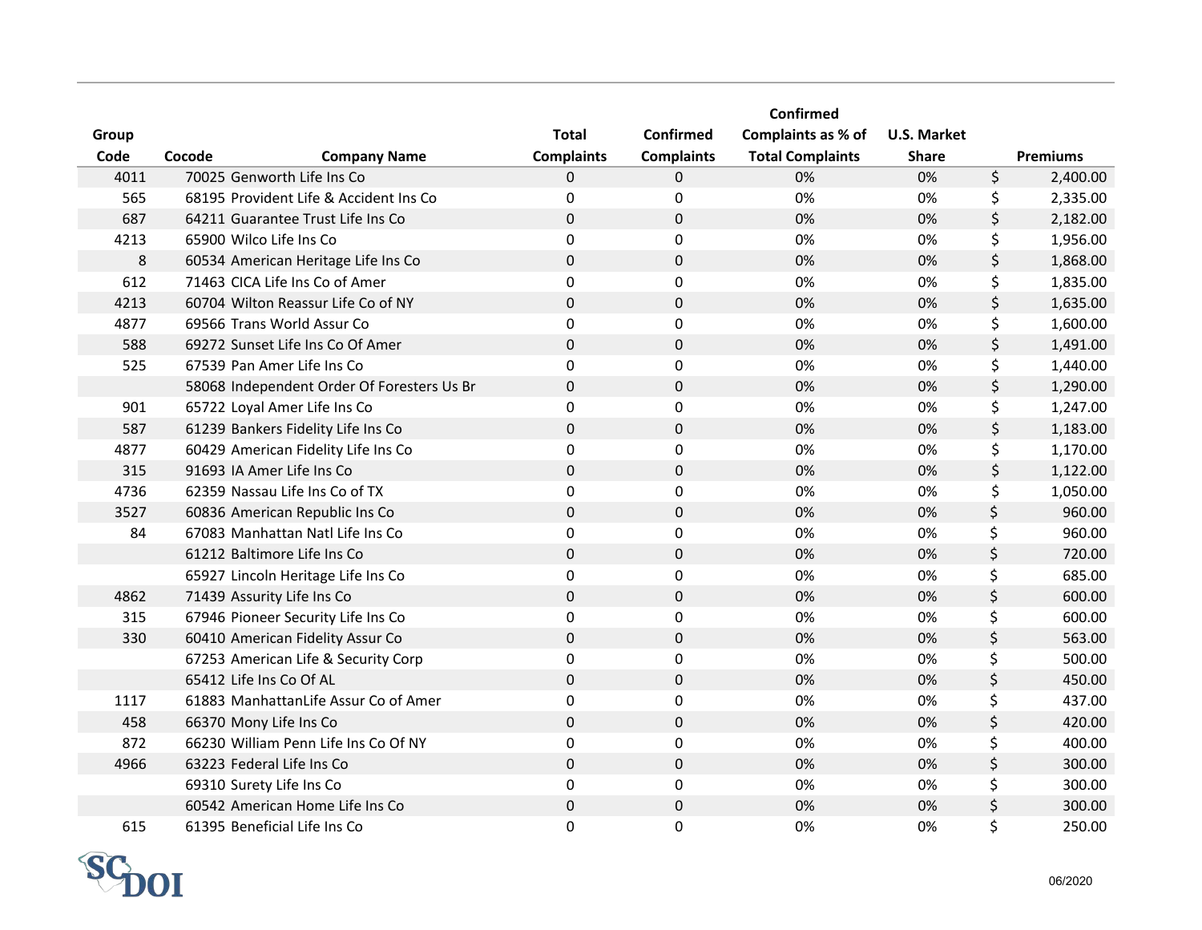| Group Code | Cocode | Company Name | Total Complaints | Confirmed Complaints | Confirmed Complaints as % of Total Complaints | U.S. Market Share | Premiums |
|---|---|---|---|---|---|---|---|
| 4011 | 70025 | Genworth Life Ins Co | 0 | 0 | 0% | 0% | $ 2,400.00 |
| 565 | 68195 | Provident Life & Accident Ins Co | 0 | 0 | 0% | 0% | $ 2,335.00 |
| 687 | 64211 | Guarantee Trust Life Ins Co | 0 | 0 | 0% | 0% | $ 2,182.00 |
| 4213 | 65900 | Wilco Life Ins Co | 0 | 0 | 0% | 0% | $ 1,956.00 |
| 8 | 60534 | American Heritage Life Ins Co | 0 | 0 | 0% | 0% | $ 1,868.00 |
| 612 | 71463 | CICA Life Ins Co of Amer | 0 | 0 | 0% | 0% | $ 1,835.00 |
| 4213 | 60704 | Wilton Reassur Life Co of NY | 0 | 0 | 0% | 0% | $ 1,635.00 |
| 4877 | 69566 | Trans World Assur Co | 0 | 0 | 0% | 0% | $ 1,600.00 |
| 588 | 69272 | Sunset Life Ins Co Of Amer | 0 | 0 | 0% | 0% | $ 1,491.00 |
| 525 | 67539 | Pan Amer Life Ins Co | 0 | 0 | 0% | 0% | $ 1,440.00 |
| | 58068 | Independent Order Of Foresters Us Br | 0 | 0 | 0% | 0% | $ 1,290.00 |
| 901 | 65722 | Loyal Amer Life Ins Co | 0 | 0 | 0% | 0% | $ 1,247.00 |
| 587 | 61239 | Bankers Fidelity Life Ins Co | 0 | 0 | 0% | 0% | $ 1,183.00 |
| 4877 | 60429 | American Fidelity Life Ins Co | 0 | 0 | 0% | 0% | $ 1,170.00 |
| 315 | 91693 | IA Amer Life Ins Co | 0 | 0 | 0% | 0% | $ 1,122.00 |
| 4736 | 62359 | Nassau Life Ins Co of TX | 0 | 0 | 0% | 0% | $ 1,050.00 |
| 3527 | 60836 | American Republic Ins Co | 0 | 0 | 0% | 0% | $ 960.00 |
| 84 | 67083 | Manhattan Natl Life Ins Co | 0 | 0 | 0% | 0% | $ 960.00 |
| | 61212 | Baltimore Life Ins Co | 0 | 0 | 0% | 0% | $ 720.00 |
| | 65927 | Lincoln Heritage Life Ins Co | 0 | 0 | 0% | 0% | $ 685.00 |
| 4862 | 71439 | Assurity Life Ins Co | 0 | 0 | 0% | 0% | $ 600.00 |
| 315 | 67946 | Pioneer Security Life Ins Co | 0 | 0 | 0% | 0% | $ 600.00 |
| 330 | 60410 | American Fidelity Assur Co | 0 | 0 | 0% | 0% | $ 563.00 |
| | 67253 | American Life & Security Corp | 0 | 0 | 0% | 0% | $ 500.00 |
| | 65412 | Life Ins Co Of AL | 0 | 0 | 0% | 0% | $ 450.00 |
| 1117 | 61883 | ManhattanLife Assur Co of Amer | 0 | 0 | 0% | 0% | $ 437.00 |
| 458 | 66370 | Mony Life Ins Co | 0 | 0 | 0% | 0% | $ 420.00 |
| 872 | 66230 | William Penn Life Ins Co Of NY | 0 | 0 | 0% | 0% | $ 400.00 |
| 4966 | 63223 | Federal Life Ins Co | 0 | 0 | 0% | 0% | $ 300.00 |
| | 69310 | Surety Life Ins Co | 0 | 0 | 0% | 0% | $ 300.00 |
| | 60542 | American Home Life Ins Co | 0 | 0 | 0% | 0% | $ 300.00 |
| 615 | 61395 | Beneficial Life Ins Co | 0 | 0 | 0% | 0% | $ 250.00 |

SCDOI

06/2020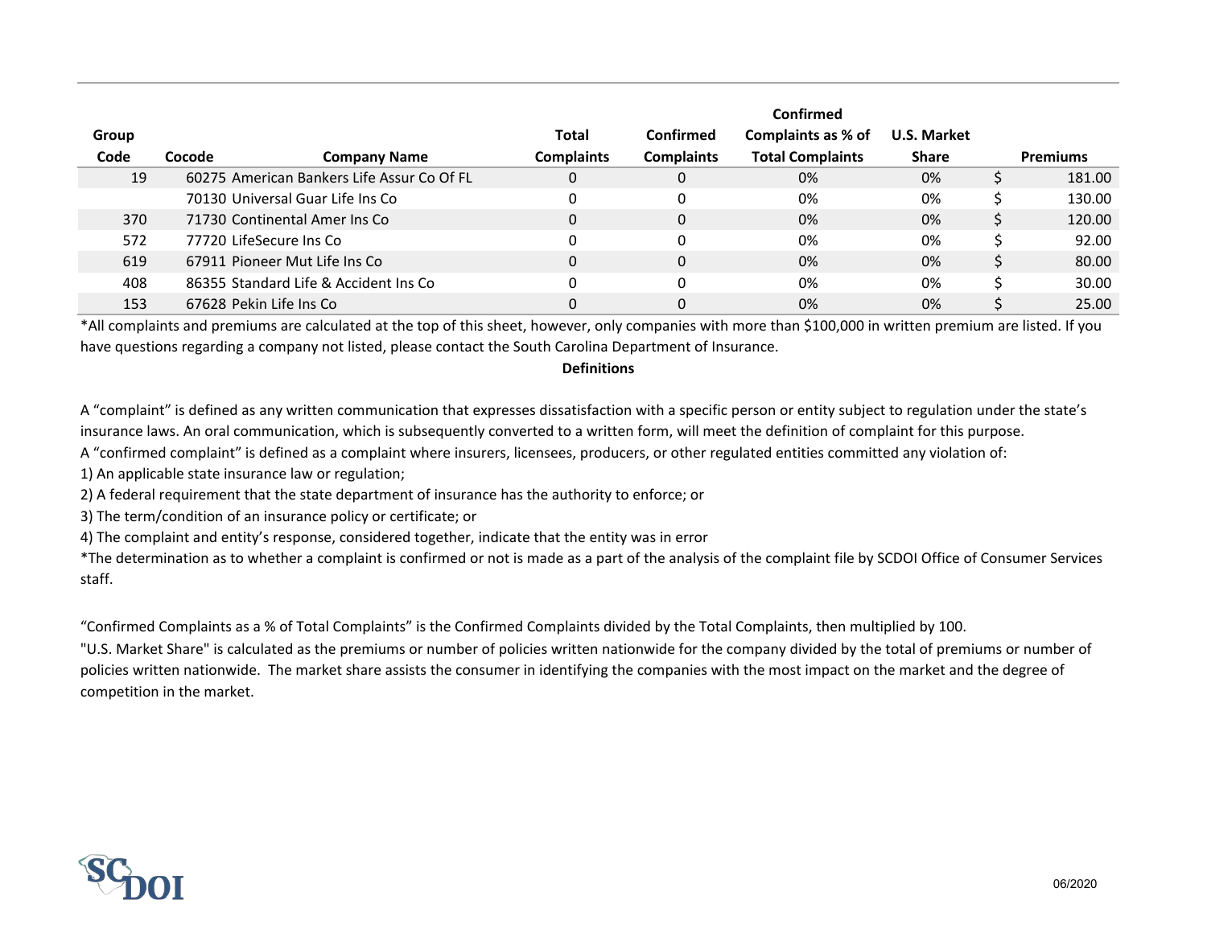| Group Code | Cocode | Company Name | Total Complaints | Confirmed Complaints | Confirmed Complaints as % of Total Complaints | U.S. Market Share | Premiums |
|---|---|---|---|---|---|---|---|
| 19 | 60275 | American Bankers Life Assur Co Of FL | 0 | 0 | 0% | 0% | $ 181.00 |
| | 70130 | Universal Guar Life Ins Co | 0 | 0 | 0% | 0% | $ 130.00 |
| 370 | 71730 | Continental Amer Ins Co | 0 | 0 | 0% | 0% | $ 120.00 |
| 572 | 77720 | LifeSecure Ins Co | 0 | 0 | 0% | 0% | $ 92.00 |
| 619 | 67911 | Pioneer Mut Life Ins Co | 0 | 0 | 0% | 0% | $ 80.00 |
| 408 | 86355 | Standard Life & Accident Ins Co | 0 | 0 | 0% | 0% | $ 30.00 |
| 153 | 67628 | Pekin Life Ins Co | 0 | 0 | 0% | 0% | $ 25.00 |

*All complaints and premiums are calculated at the top of this sheet, however, only companies with more than $100,000 in written premium are listed. If you have questions regarding a company not listed, please contact the South Carolina Department of Insurance.

**Definitions**

A "complaint" is defined as any written communication that expresses dissatisfaction with a specific person or entity subject to regulation under the state's insurance laws. An oral communication, which is subsequently converted to a written form, will meet the definition of complaint for this purpose.

A "confirmed complaint" is defined as a complaint where insurers, licensees, producers, or other regulated entities committed any violation of:

1) An applicable state insurance law or regulation;
2) A federal requirement that the state department of insurance has the authority to enforce; or
3) The term/condition of an insurance policy or certificate; or
4) The complaint and entity's response, considered together, indicate that the entity was in error

*The determination as to whether a complaint is confirmed or not is made as a part of the analysis of the complaint file by SCDOI Office of Consumer Services staff.

"Confirmed Complaints as a % of Total Complaints" is the Confirmed Complaints divided by the Total Complaints, then multiplied by 100.

"U.S. Market Share" is calculated as the premiums or number of policies written nationwide for the company divided by the total of premiums or number of policies written nationwide. The market share assists the consumer in identifying the companies with the most impact on the market and the degree of competition in the market.

SCDOI

06/2020